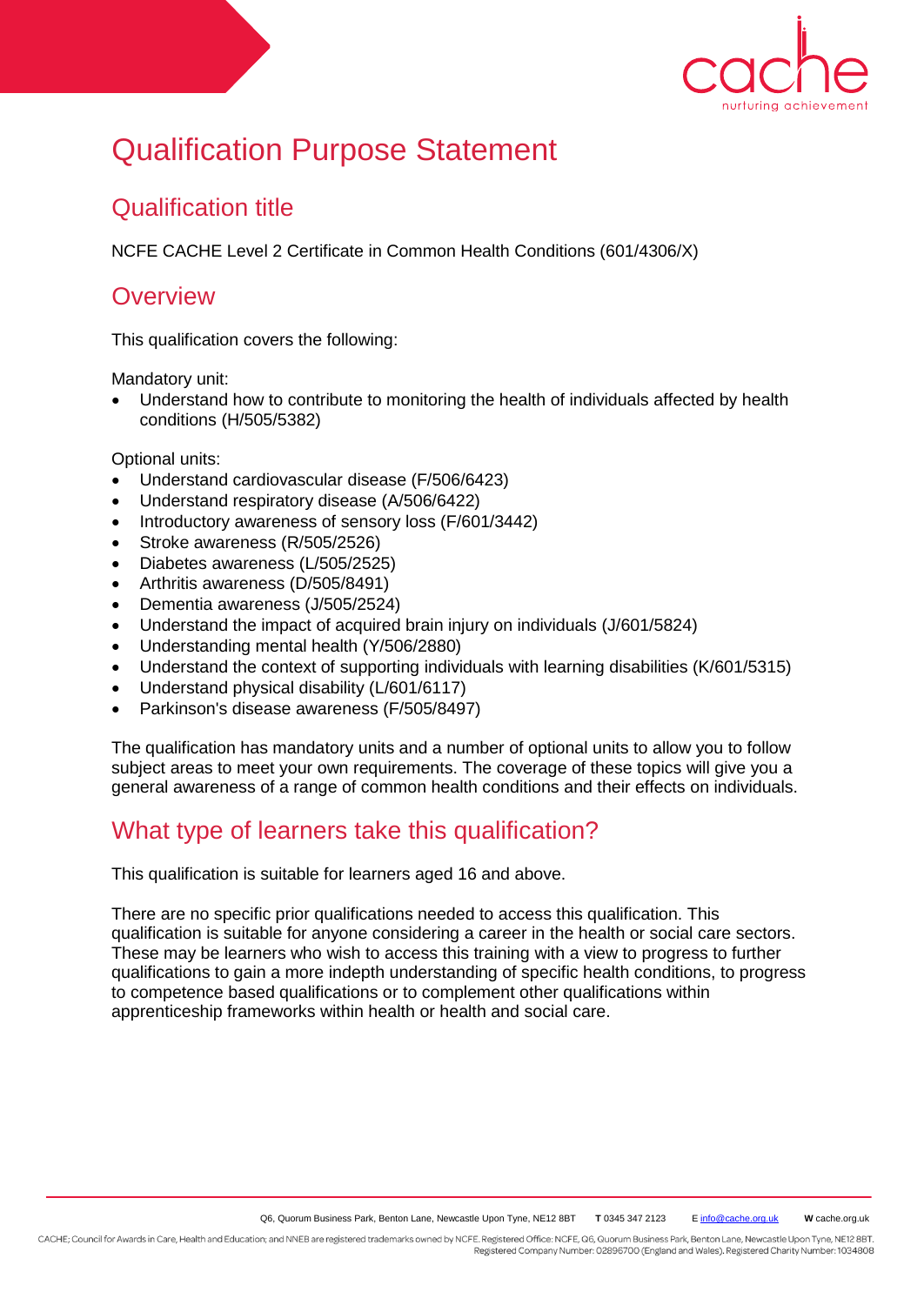# Qualification Purpose Statement

## Qualification title

NCFE CACHE Level 2 Certificate in Common Health Conditions (601/4306/X)

## Overview

This qualification covers the following:

Mandatory unit:

- Understand how to contribute to monitoring the health of individuals affected by health conditions (H/505/5382)

Optional units:

- Understand cardiovascular disease (F/506/6423)
- Understand respiratory disease (A/506/6422)
- Introductory awareness of sensory loss (F/601/3442)
- Stroke awareness (R/505/2526)
- Diabetes awareness (L/505/2525)
- Arthritis awareness (D/505/8491)
- Dementia awareness (J/505/2524)
- Understand the impact of acquired brain injury on individuals (J/601/5824)
- Understanding mental health (Y/506/2880)
- Understand the context of supporting individuals with learning disabilities (K/601/5315)
- Understand physical disability (L/601/6117)
- Parkinson's disease awareness (F/505/8497)

The qualification has mandatory units and a number of optional units to allow you to follow subject areas to meet your own requirements. The coverage of these topics will give you a general awareness of a range of common health conditions and their effects on individuals.

## What type of learners take this qualification?

This qualification is suitable for learners aged 16 and above.

There are no specific prior qualifications needed to access this qualification. This qualification is suitable for anyone considering a career in the health or social care sectors. These may be learners who wish to access this training with a view to progress to further qualifications to gain a more indepth understanding of specific health conditions, to progress to competence based qualifications or to complement other qualifications within apprenticeship frameworks within health or health and social care.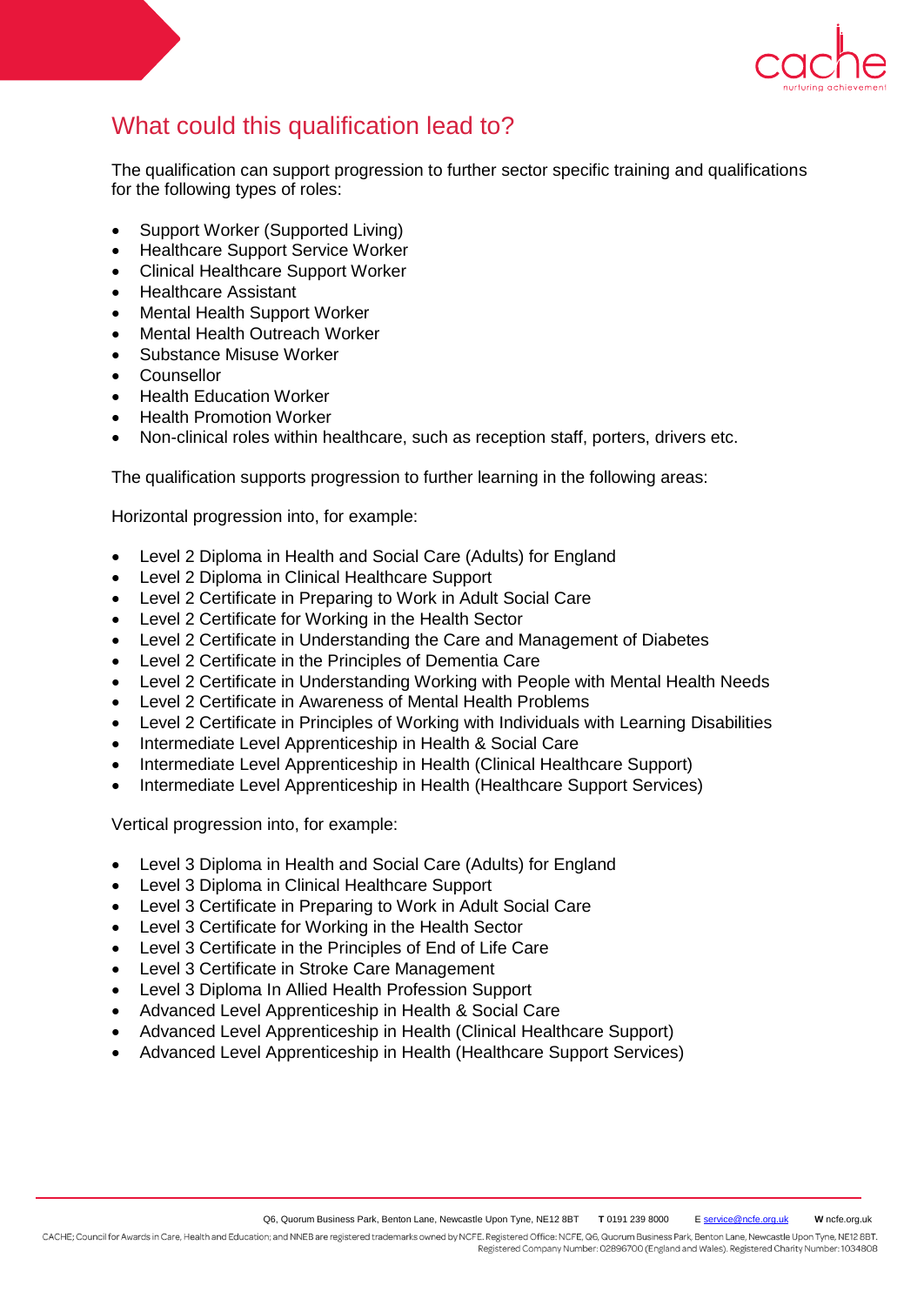## What could this qualification lead to?

The qualification can support progression to further sector specific training and qualifications for the following types of roles:

- Support Worker (Supported Living)
- Healthcare Support Service Worker
- Clinical Healthcare Support Worker
- Healthcare Assistant
- Mental Health Support Worker
- Mental Health Outreach Worker
- Substance Misuse Worker
- Counsellor
- Health Education Worker
- Health Promotion Worker
- Non-clinical roles within healthcare, such as reception staff, porters, drivers etc.

The qualification supports progression to further learning in the following areas:

Horizontal progression into, for example:

- Level 2 Diploma in Health and Social Care (Adults) for England
- Level 2 Diploma in Clinical Healthcare Support
- Level 2 Certificate in Preparing to Work in Adult Social Care
- Level 2 Certificate for Working in the Health Sector
- Level 2 Certificate in Understanding the Care and Management of Diabetes
- Level 2 Certificate in the Principles of Dementia Care
- Level 2 Certificate in Understanding Working with People with Mental Health Needs
- Level 2 Certificate in Awareness of Mental Health Problems
- Level 2 Certificate in Principles of Working with Individuals with Learning Disabilities
- Intermediate Level Apprenticeship in Health & Social Care
- Intermediate Level Apprenticeship in Health (Clinical Healthcare Support)
- Intermediate Level Apprenticeship in Health (Healthcare Support Services)

Vertical progression into, for example:

- Level 3 Diploma in Health and Social Care (Adults) for England
- Level 3 Diploma in Clinical Healthcare Support
- Level 3 Certificate in Preparing to Work in Adult Social Care
- Level 3 Certificate for Working in the Health Sector
- Level 3 Certificate in the Principles of End of Life Care
- Level 3 Certificate in Stroke Care Management
- Level 3 Diploma In Allied Health Profession Support
- Advanced Level Apprenticeship in Health & Social Care
- Advanced Level Apprenticeship in Health (Clinical Healthcare Support)
- Advanced Level Apprenticeship in Health (Healthcare Support Services)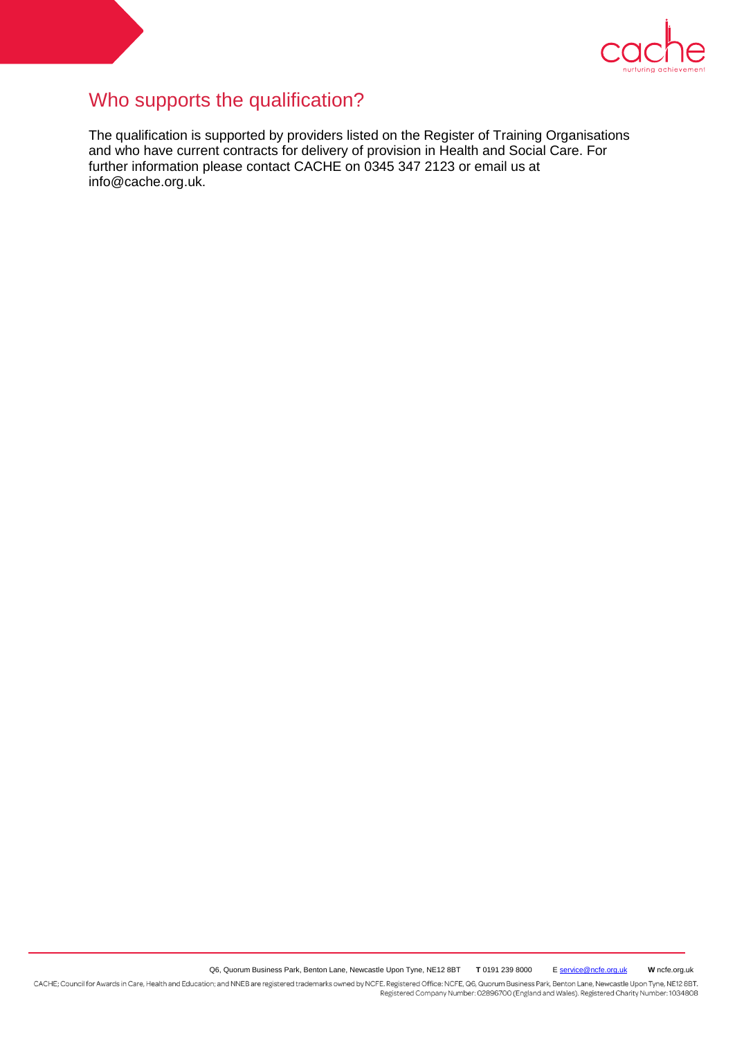## Who supports the qualification?

The qualification is supported by providers listed on the Register of Training Organisations and who have current contracts for delivery of provision in Health and Social Care. For further information please contact CACHE on 0345 347 2123 or email us at info@cache.org.uk.